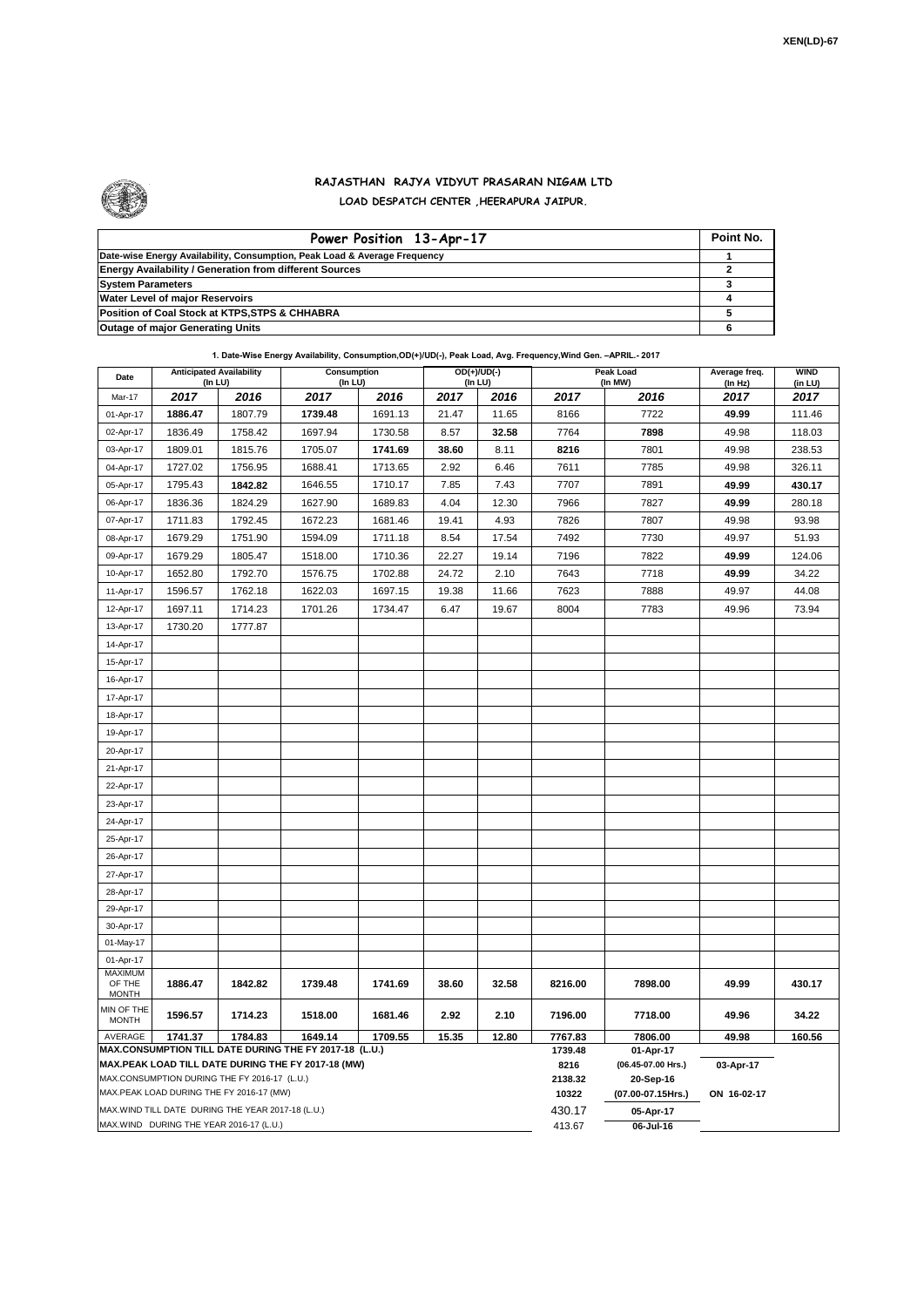XEN(LD)-67

# RAJASTHAN RAJYA VIDYUT PRASARAN NIGAM LTD

## LOAD DESPATCH CENTER ,HEERAPURA JAIPUR.

| Power Position 13-Apr-17 | Point No. |
|---|---|
| Date-wise Energy Availability, Consumption, Peak Load & Average Frequency | 1 |
| Energy Availability / Generation from different Sources | 2 |
| System Parameters | 3 |
| Water Level of major Reservoirs | 4 |
| Position of Coal Stock at KTPS,STPS & CHHABRA | 5 |
| Outage of major Generating Units | 6 |

**1. Date-Wise Energy Availability, Consumption,OD(+)/UD(-), Peak Load, Avg. Frequency,Wind Gen. –APRIL.- 2017**

| Date | Anticipated Availability (In LU) | | Consumption (In LU) | | OD(+)/UD(-) (In LU) | | Peak Load (In MW) | | Average freq. (In Hz) | WIND (in LU) |
|---|---|---|---|---|---|---|---|---|---|---|
| Mar-17 | 2017 | 2016 | 2017 | 2016 | 2017 | 2016 | 2017 | 2016 | 2017 | 2017 |
| 01-Apr-17 | **1886.47** | 1807.79 | **1739.48** | 1691.13 | 21.47 | 11.65 | 8166 | 7722 | **49.99** | 111.46 |
| 02-Apr-17 | 1836.49 | 1758.42 | 1697.94 | 1730.58 | 8.57 | **32.58** | 7764 | **7898** | 49.98 | 118.03 |
| 03-Apr-17 | 1809.01 | 1815.76 | 1705.07 | **1741.69** | **38.60** | 8.11 | **8216** | 7801 | 49.98 | 238.53 |
| 04-Apr-17 | 1727.02 | 1756.95 | 1688.41 | 1713.65 | 2.92 | 6.46 | 7611 | 7785 | 49.98 | 326.11 |
| 05-Apr-17 | 1795.43 | **1842.82** | 1646.55 | 1710.17 | 7.85 | 7.43 | 7707 | 7891 | **49.99** | **430.17** |
| 06-Apr-17 | 1836.36 | 1824.29 | 1627.90 | 1689.83 | 4.04 | 12.30 | 7966 | 7827 | **49.99** | 280.18 |
| 07-Apr-17 | 1711.83 | 1792.45 | 1672.23 | 1681.46 | 19.41 | 4.93 | 7826 | 7807 | 49.98 | 93.98 |
| 08-Apr-17 | 1679.29 | 1751.90 | 1594.09 | 1711.18 | 8.54 | 17.54 | 7492 | 7730 | 49.97 | 51.93 |
| 09-Apr-17 | 1679.29 | 1805.47 | 1518.00 | 1710.36 | 22.27 | 19.14 | 7196 | 7822 | **49.99** | 124.06 |
| 10-Apr-17 | 1652.80 | 1792.70 | 1576.75 | 1702.88 | 24.72 | 2.10 | 7643 | 7718 | **49.99** | 34.22 |
| 11-Apr-17 | 1596.57 | 1762.18 | 1622.03 | 1697.15 | 19.38 | 11.66 | 7623 | 7888 | 49.97 | 44.08 |
| 12-Apr-17 | 1697.11 | 1714.23 | 1701.26 | 1734.47 | 6.47 | 19.67 | 8004 | 7783 | 49.96 | 73.94 |
| 13-Apr-17 | 1730.20 | 1777.87 | | | | | | | | |
| 14-Apr-17 | | | | | | | | | | |
| 15-Apr-17 | | | | | | | | | | |
| 16-Apr-17 | | | | | | | | | | |
| 17-Apr-17 | | | | | | | | | | |
| 18-Apr-17 | | | | | | | | | | |
| 19-Apr-17 | | | | | | | | | | |
| 20-Apr-17 | | | | | | | | | | |
| 21-Apr-17 | | | | | | | | | | |
| 22-Apr-17 | | | | | | | | | | |
| 23-Apr-17 | | | | | | | | | | |
| 24-Apr-17 | | | | | | | | | | |
| 25-Apr-17 | | | | | | | | | | |
| 26-Apr-17 | | | | | | | | | | |
| 27-Apr-17 | | | | | | | | | | |
| 28-Apr-17 | | | | | | | | | | |
| 29-Apr-17 | | | | | | | | | | |
| 30-Apr-17 | | | | | | | | | | |
| 01-May-17 | | | | | | | | | | |
| 01-Apr-17 | | | | | | | | | | |
| MAXIMUM OF THE MONTH | **1886.47** | **1842.82** | **1739.48** | **1741.69** | **38.60** | **32.58** | **8216.00** | **7898.00** | **49.99** | **430.17** |
| MIN OF THE MONTH | **1596.57** | **1714.23** | **1518.00** | **1681.46** | **2.92** | **2.10** | **7196.00** | **7718.00** | **49.96** | **34.22** |
| AVERAGE | **1741.37** | **1784.83** | **1649.14** | **1709.55** | **15.35** | **12.80** | **7767.83** | **7806.00** | **49.98** | **160.56** |
| **MAX.CONSUMPTION TILL DATE DURING THE FY 2017-18 (L.U.)** | | | | | | | **1739.48** | **01-Apr-17** | | |
| **MAX.PEAK LOAD TILL DATE DURING THE FY 2017-18 (MW)** | | | | | | | **8216** | **(06.45-07.00 Hrs.)** | **03-Apr-17** | |
| MAX.CONSUMPTION DURING THE FY 2016-17 (L.U.) | | | | | | | **2138.32** | **20-Sep-16** | | |
| MAX.PEAK LOAD DURING THE FY 2016-17 (MW) | | | | | | | **10322** | **(07.00-07.15Hrs.)** | **ON 16-02-17** | |
| MAX.WIND TILL DATE DURING THE YEAR 2017-18 (L.U.) | | | | | | | 430.17 | **05-Apr-17** | | |
| MAX.WIND DURING THE YEAR 2016-17 (L.U.) | | | | | | | 413.67 | **06-Jul-16** | | |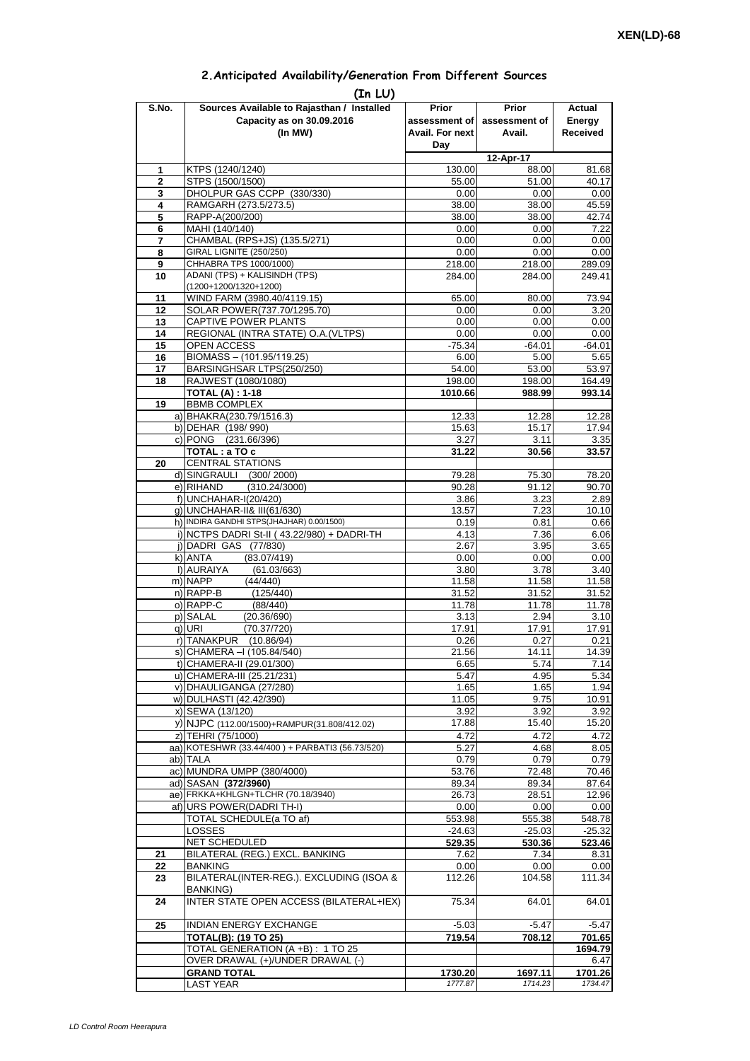## 2.Anticipated Availability/Generation From Different Sources

**(In LU)**

| S.No. | Sources Available to Rajasthan / Installed Capacity as on 30.09.2016 (In MW) | Prior assessment of Avail. For next Day | Prior assessment of Avail. | Actual Energy Received |
|---|---|---|---|---|
| | | 12-Apr-17 | | |
| 1 | KTPS (1240/1240) | 130.00 | 88.00 | 81.68 |
| 2 | STPS (1500/1500) | 55.00 | 51.00 | 40.17 |
| 3 | DHOLPUR GAS CCPP (330/330) | 0.00 | 0.00 | 0.00 |
| 4 | RAMGARH (273.5/273.5) | 38.00 | 38.00 | 45.59 |
| 5 | RAPP-A(200/200) | 38.00 | 38.00 | 42.74 |
| 6 | MAHI (140/140) | 0.00 | 0.00 | 7.22 |
| 7 | CHAMBAL (RPS+JS) (135.5/271) | 0.00 | 0.00 | 0.00 |
| 8 | GIRAL LIGNITE (250/250) | 0.00 | 0.00 | 0.00 |
| 9 | CHHABRA TPS 1000/1000) | 218.00 | 218.00 | 289.09 |
| 10 | ADANI (TPS) + KALISINDH (TPS) (1200+1200/1320+1200) | 284.00 | 284.00 | 249.41 |
| 11 | WIND FARM (3980.40/4119.15) | 65.00 | 80.00 | 73.94 |
| 12 | SOLAR POWER(737.70/1295.70) | 0.00 | 0.00 | 3.20 |
| 13 | CAPTIVE POWER PLANTS | 0.00 | 0.00 | 0.00 |
| 14 | REGIONAL (INTRA STATE) O.A.(VLTPS) | 0.00 | 0.00 | 0.00 |
| 15 | OPEN ACCESS | -75.34 | -64.01 | -64.01 |
| 16 | BIOMASS – (101.95/119.25) | 6.00 | 5.00 | 5.65 |
| 17 | BARSINGHSAR LTPS(250/250) | 54.00 | 53.00 | 53.97 |
| 18 | RAJWEST (1080/1080) | 198.00 | 198.00 | 164.49 |
| | **TOTAL (A) : 1-18** | **1010.66** | **988.99** | **993.14** |
| 19 | BBMB COMPLEX | | | |
| | a) BHAKRA(230.79/1516.3) | 12.33 | 12.28 | 12.28 |
| | b) DEHAR (198/ 990) | 15.63 | 15.17 | 17.94 |
| | c) PONG (231.66/396) | 3.27 | 3.11 | 3.35 |
| | **TOTAL : a TO c** | **31.22** | **30.56** | **33.57** |
| 20 | CENTRAL STATIONS | | | |
| | d) SINGRAULI (300/ 2000) | 79.28 | 75.30 | 78.20 |
| | e) RIHAND (310.24/3000) | 90.28 | 91.12 | 90.70 |
| | f) UNCHAHAR-I(20/420) | 3.86 | 3.23 | 2.89 |
| | g) UNCHAHAR-II& III(61/630) | 13.57 | 7.23 | 10.10 |
| | h) INDIRA GANDHI STPS(JHAJHAR) 0.00/1500) | 0.19 | 0.81 | 0.66 |
| | i) NCTPS DADRI St-II ( 43.22/980) + DADRI-TH | 4.13 | 7.36 | 6.06 |
| | j) DADRI GAS (77/830) | 2.67 | 3.95 | 3.65 |
| | k) ANTA (83.07/419) | 0.00 | 0.00 | 0.00 |
| | l) AURAIYA (61.03/663) | 3.80 | 3.78 | 3.40 |
| | m) NAPP (44/440) | 11.58 | 11.58 | 11.58 |
| | n) RAPP-B (125/440) | 31.52 | 31.52 | 31.52 |
| | o) RAPP-C (88/440) | 11.78 | 11.78 | 11.78 |
| | p) SALAL (20.36/690) | 3.13 | 2.94 | 3.10 |
| | q) URI (70.37/720) | 17.91 | 17.91 | 17.91 |
| | r) TANAKPUR (10.86/94) | 0.26 | 0.27 | 0.21 |
| | s) CHAMERA –I (105.84/540) | 21.56 | 14.11 | 14.39 |
| | t) CHAMERA-II (29.01/300) | 6.65 | 5.74 | 7.14 |
| | u) CHAMERA-III (25.21/231) | 5.47 | 4.95 | 5.34 |
| | v) DHAULIGANGA (27/280) | 1.65 | 1.65 | 1.94 |
| | w) DULHASTI (42.42/390) | 11.05 | 9.75 | 10.91 |
| | x) SEWA (13/120) | 3.92 | 3.92 | 3.92 |
| | y) NJPC (112.00/1500)+RAMPUR(31.808/412.02) | 17.88 | 15.40 | 15.20 |
| | z) TEHRI (75/1000) | 4.72 | 4.72 | 4.72 |
| | aa) KOTESHWR (33.44/400 ) + PARBATI3 (56.73/520) | 5.27 | 4.68 | 8.05 |
| | ab) TALA | 0.79 | 0.79 | 0.79 |
| | ac) MUNDRA UMPP (380/4000) | 53.76 | 72.48 | 70.46 |
| | ad) SASAN **(372/3960)** | 89.34 | 89.34 | 87.64 |
| | ae) FRKKA+KHLGN+TLCHR (70.18/3940) | 26.73 | 28.51 | 12.96 |
| | af) URS POWER(DADRI TH-I) | 0.00 | 0.00 | 0.00 |
| | TOTAL SCHEDULE(a TO af) | 553.98 | 555.38 | 548.78 |
| | LOSSES | -24.63 | -25.03 | -25.32 |
| | NET SCHEDULED | **529.35** | **530.36** | **523.46** |
| 21 | BILATERAL (REG.) EXCL. BANKING | 7.62 | 7.34 | 8.31 |
| 22 | BANKING | 0.00 | 0.00 | 0.00 |
| 23 | BILATERAL(INTER-REG.). EXCLUDING (ISOA & BANKING) | 112.26 | 104.58 | 111.34 |
| 24 | INTER STATE OPEN ACCESS (BILATERAL+IEX) | 75.34 | 64.01 | 64.01 |
| 25 | INDIAN ENERGY EXCHANGE | -5.03 | -5.47 | -5.47 |
| | **TOTAL(B): (19 TO 25)** | **719.54** | **708.12** | **701.65** |
| | TOTAL GENERATION (A +B) : 1 TO 25 | | | **1694.79** |
| | OVER DRAWAL (+)/UNDER DRAWAL (-) | | | 6.47 |
| | **GRAND TOTAL** | **1730.20** | **1697.11** | **1701.26** |
| | LAST YEAR | *1777.87* | *1714.23* | *1734.47* |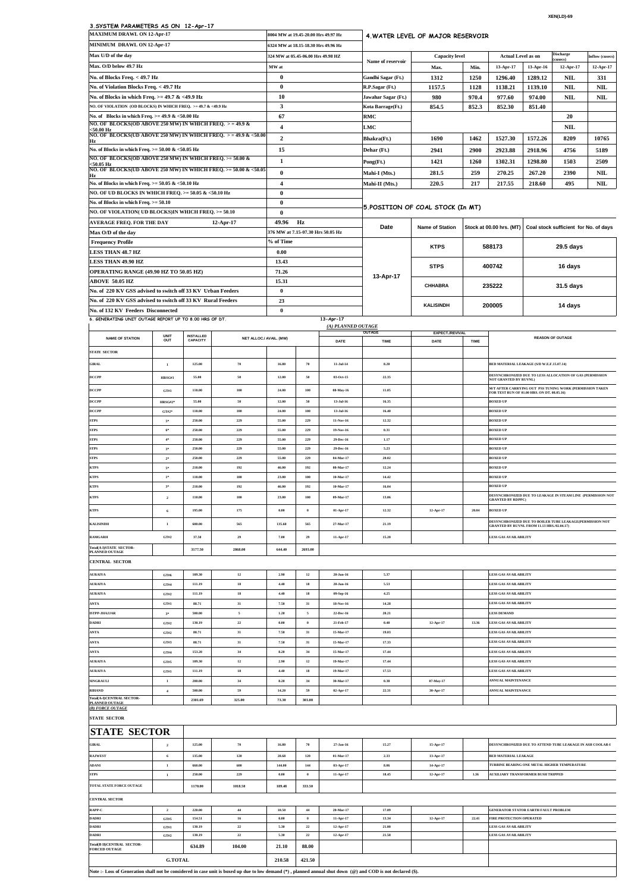XEN(LD)-69

## 3. SYSTEM PARAMETERS AS ON 12-Apr-17

| | |
|---|---|
| MAXIMUM DRAWL ON 12-Apr-17 | 8004 MW at 19.45-20.00 Hrs 49.97 Hz |
| MINIMUM DRAWL ON 12-Apr-17 | 6324 MW at 18.15-18.30 Hrs 49.96 Hz |
| Max U/D of the day | 324 MW at 05.45-06.00 Hrs 49.98 HZ |
| Max. O/D below 49.7 Hz | MW at |
| No. of Blocks Freq. < 49.7 Hz | 0 |
| No. of Violation Blocks Freq. < 49.7 Hz | 0 |
| No. of Blocks in which Freq. >= 49.7 & <49.9 Hz | 10 |
| NO. OF VIOLATION (OD BLOCKS) IN WHICH FREQ. >= 49.7 & <49.9 Hz | 3 |
| No. of Blocks in which Freq. >= 49.9 & <50.00 Hz | 67 |
| NO. OF BLOCKS(OD ABOVE 250 MW) IN WHICH FREQ. > = 49.9 & <50.00 Hz | 4 |
| NO. OF BLOCKS(UD ABOVE 250 MW) IN WHICH FREQ. > = 49.9 & <50.00 Hz | 2 |
| No. of Blocks in which Freq. >= 50.00 & <50.05 Hz | 15 |
| NO. OF BLOCKS(OD ABOVE 250 MW) IN WHICH FREQ. >= 50.00 & <50.05 Hz | 1 |
| NO. OF BLOCKS(UD ABOVE 250 MW) IN WHICH FREQ. >= 50.00 & <50.05 Hz | 0 |
| No. of Blocks in which Freq. >= 50.05 & <50.10 Hz | 4 |
| NO. OF UD BLOCKS IN WHICH FREQ. >= 50.05 & <50.10 Hz | 0 |
| No. of Blocks in which Freq. >= 50.10 | 0 |
| NO. OF VIOLATION( UD BLOCKS)IN WHICH FREQ. >= 50.10 | 0 |
| AVERAGE FREQ. FOR THE DAY 12-Apr-17 | 49.96 Hz |
| Max O/D of the day | 376 MW at 7.15-07.30 Hrs 50.05 Hz |
| Frequency Profile | % of Time |
| LESS THAN 48.7 HZ | 0.00 |
| LESS THAN 49.90 HZ | 13.43 |
| OPERATING RANGE (49.90 HZ TO 50.05 HZ) | 71.26 |
| ABOVE 50.05 HZ | 15.31 |
| No. of 220 KV GSS advised to switch off 33 KV Urban Feeders | 0 |
| No. of 220 KV GSS advised to switch off 33 KV Rural Feeders | 23 |
| No. of 132 KV Feeders Disconnected | 0 |

## 4. WATER LEVEL OF MAJOR RESERVOIR

| Name of reservoir | Capacity level Max. | Capacity level Min. | Actual Level as on 13-Apr-17 | Actual Level as on 13-Apr-16 | Discharge (cusecs) 12-Apr-17 | Inflow (cusecs) 12-Apr-17 |
|---|---|---|---|---|---|---|
| Gandhi Sagar (Ft.) | 1312 | 1250 | 1296.40 | 1289.12 | NIL | 331 |
| R.P.Sagar (Ft.) | 1157.5 | 1128 | 1138.21 | 1139.10 | NIL | NIL |
| Jawahar Sagar (Ft.) | 980 | 970.4 | 977.60 | 974.00 | NIL | NIL |
| Kota Barrage(Ft.) | 854.5 | 852.3 | 852.30 | 851.40 | | |
| RMC | | | | | 20 | |
| LMC | | | | | NIL | |
| Bhakra(Ft.) | 1690 | 1462 | 1527.30 | 1572.26 | 8209 | 10765 |
| Dehar (Ft.) | 2941 | 2900 | 2923.88 | 2918.96 | 4756 | 5189 |
| Pong(Ft.) | 1421 | 1260 | 1302.31 | 1298.80 | 1503 | 2509 |
| Mahi-I (Mts.) | 281.5 | 259 | 270.25 | 267.20 | 2390 | NIL |
| Mahi-II (Mts.) | 220.5 | 217 | 217.55 | 218.60 | 495 | NIL |

## 5. POSITION OF COAL STOCK (In MT)

| Date | Name of Station | Stock at 00.00 hrs. (MT) | Coal stock sufficient for No. of days |
|---|---|---|---|
| 13-Apr-17 | KTPS | 588173 | 29.5 days |
| | STPS | 400742 | 16 days |
| | CHHABRA | 235222 | 31.5 days |
| | KALISINDH | 200005 | 14 days |

## 6. GENERATING UNIT OUTAGE REPORT UP TO 8.00 HRS OF DT. 13-Apr-17

### (A) PLANNED OUTAGE

| NAME OF STATION | UNIT OUT | INSTALLED CAPACITY | NET ALLOC./ AVAIL. (MW) | | | | OUTAGE DATE | OUTAGE TIME | EXPECT./REVIVAL DATE | EXPECT./REVIVAL TIME | REASON OF OUTAGE |
|---|---|---|---|---|---|---|---|---|---|---|---|
| STATE SECTOR | | | | | | | | | | | |
| GIRAL | 1 | 125.00 | 70 | 16.80 | 70 | | 11-Jul-14 | 8.20 | | | BED MATERIAL LEAKAGE (S/D W.E.F.15.07.14) |
| DCCPP | HRSG#1 | 55.00 | 50 | 12.00 | 50 | | 03-Oct-15 | 22.35 | | | DESYNCHRONIZED DUE TO LESS ALLOCATION OF GAS (PERMISSION NOT GRANTED BY RUVNL) |
| DCCPP | GT#1 | 110.00 | 100 | 24.00 | 100 | | 08-May-16 | 11.05 | | | M/T AFTER CARRYING OUT PSS TUNING WORK (PERMISSION TAKEN FOR TEST RUN OF 01.00 HRS. ON DT. 08.05.16) |
| DCCPP | HRSG#2* | 55.00 | 50 | 12.00 | 50 | | 13-Jul-16 | 16.35 | | | BOXED UP |
| DCCPP | GT#2* | 110.00 | 100 | 24.00 | 100 | | 13-Jul-16 | 16.40 | | | BOXED UP |
| STPS | 5* | 250.00 | 229 | 55.00 | 229 | | 11-Nov-16 | 12.32 | | | BOXED UP |
| STPS | 6* | 250.00 | 229 | 55.00 | 229 | | 19-Nov-16 | 0.31 | | | BOXED UP |
| STPS | 4* | 250.00 | 229 | 55.00 | 229 | | 29-Dec-16 | 1.17 | | | BOXED UP |
| STPS | 3* | 250.00 | 229 | 55.00 | 229 | | 29-Dec-16 | 5.23 | | | BOXED UP |
| STPS | 2* | 250.00 | 229 | 55.00 | 229 | | 04-Mar-17 | 20.02 | | | BOXED UP |
| KTPS | 5* | 210.00 | 192 | 46.00 | 192 | | 08-Mar-17 | 12.24 | | | BOXED UP |
| KTPS | 1* | 110.00 | 100 | 23.00 | 100 | | 10-Mar-17 | 14.42 | | | BOXED UP |
| KTPS | 3* | 210.00 | 192 | 46.00 | 192 | | 10-Mar-17 | 16.04 | | | BOXED UP |
| KTPS | 2 | 110.00 | 100 | 23.00 | 100 | | 09-Mar-17 | 13.06 | | | DESYNCHRONIZED DUE TO LEAKAGE IN STEAM LINE (PERMISSION NOT GRANTED BY RDPPC) |
| KTPS | 6 | 195.00 | 175 | 0.00 | 0 | | 01-Apr-17 | 12.32 | 12-Apr-17 | 20.04 | BOXED UP |
| KALISINDH | 1 | 600.00 | 565 | 135.60 | 565 | | 27-Mar-17 | 21.19 | | | DESYNCHRONIZED DUE TO BOILER TUBE LEAKAGE(PERMISSION NOT GRANTED BY RUVNL FROM 11.13 HRS./02.04.17) |
| RAMGARH | GT#2 | 37.50 | 29 | 7.00 | 29 | | 11-Apr-17 | 15.20 | | | LESS GAS AVAILABILITY |
| Total(A I)STATE SECTOR-PLANNED OUTAGE | | 3177.50 | 2868.00 | 644.40 | 2693.00 | | | | | | |
| CENTRAL SECTOR | | | | | | | | | | | |
| AURAIYA | GT#6 | 109.30 | 12 | 2.90 | 12 | | 20-Jun-16 | 5.37 | | | LESS GAS AVAILABILITY |
| AURAIYA | GT#4 | 111.19 | 18 | 4.40 | 18 | | 20-Jun-16 | 5.53 | | | LESS GAS AVAILABILITY |
| AURAIYA | GT#2 | 111.19 | 18 | 4.40 | 18 | | 09-Sep-16 | 4.25 | | | LESS GAS AVAILABILITY |
| ANTA | GT#1 | 88.71 | 31 | 7.50 | 31 | | 10-Nov-16 | 14.28 | | | LESS GAS AVAILABILITY |
| ISTPP-JHAJJAR | 3* | 500.00 | 5 | 1.20 | 5 | | 22-Dec-16 | 20.21 | | | LESS DEMAND |
| DADRI | GT#2 | 130.19 | 22 | 0.00 | 0 | | 21-Feb-17 | 0.40 | 12-Apr-17 | 13.36 | LESS GAS AVAILABILITY |
| ANTA | GT#2 | 88.71 | 31 | 7.50 | 31 | | 15-Mar-17 | 19.03 | | | LESS GAS AVAILABILITY |
| ANTA | GT#3 | 88.71 | 31 | 7.50 | 31 | | 15-Mar-17 | 17.33 | | | LESS GAS AVAILABILITY |
| ANTA | GT#4 | 153.20 | 34 | 8.20 | 34 | | 15-Mar-17 | 17.44 | | | LESS GAS AVAILABILITY |
| AURAIYA | GT#5 | 109.30 | 12 | 2.90 | 12 | | 19-Mar-17 | 17.44 | | | LESS GAS AVAILABILITY |
| AURAIYA | GT#1 | 111.19 | 18 | 4.40 | 18 | | 19-Mar-17 | 17.53 | | | LESS GAS AVAILABILITY |
| SINGRAULI | 1 | 200.00 | 34 | 8.20 | 34 | | 30-Mar-17 | 0.38 | 07-May-17 | | ANNUAL MAINTENANCE |
| RIHAND | 4 | 500.00 | 59 | 14.20 | 59 | | 02-Apr-17 | 22.31 | 30-Apr-17 | | ANNUAL MAINTENANCE |
| Total(A-I)CENTRAL SECTOR-PLANNED OUTAGE | | 2301.69 | 325.00 | 73.30 | 303.00 | | | | | | |

### (B) FORCE OUTAGE

| NAME OF STATION | UNIT OUT | INSTALLED CAPACITY | NET ALLOC./ AVAIL. (MW) | | | | OUTAGE DATE | OUTAGE TIME | EXPECT./REVIVAL DATE | EXPECT./REVIVAL TIME | REASON OF OUTAGE |
|---|---|---|---|---|---|---|---|---|---|---|---|
| STATE SECTOR | | | | | | | | | | | |
| GIRAL | 2 | 125.00 | 70 | 16.80 | 70 | | 27-Jan-16 | 15.27 | 15-Apr-17 | | DESYNCHRONIZED DUE TO ATTEND TUBE LEAKAGE IN ASH COOLAR-I |
| RAJWEST | 6 | 135.00 | 120 | 28.68 | 120 | | 01-Mar-17 | 2.33 | 13-Apr-17 | | BED MATERIAL LEAKAGE |
| ADANI | 1 | 660.00 | 600 | 144.00 | 144 | | 03-Apr-17 | 8.06 | 14-Apr-17 | | TURBINE BEARING ONE METAL HIGHER TEMPERATURE |
| STPS | 1 | 250.00 | 229 | 0.00 | 0 | | 11-Apr-17 | 18.45 | 12-Apr-17 | 1.36 | AUXILIARY TRANSFORMER BUSH TRIPPED |
| TOTAL STATE FORCE OUTAGE | | 1170.00 | 1018.50 | 189.48 | 333.50 | | | | | | |
| CENTRAL SECTOR | | | | | | | | | | | |
| RAPP-C | 2 | 220.00 | 44 | 10.50 | 44 | | 20-Mar-17 | 17.09 | | | GENERATOR STATOR EARTH FAULT PROBLEM |
| DADRI | GT#5 | 154.51 | 16 | 0.00 | 0 | | 11-Apr-17 | 13.34 | 12-Apr-17 | 22.41 | FIRE PROTECTION OPERATED |
| DADRI | GT#1 | 130.19 | 22 | 5.30 | 22 | | 12-Apr-17 | 21.00 | | | LESS GAS AVAILABILITY |
| DADRI | GT#2 | 130.19 | 22 | 5.30 | 22 | | 12-Apr-17 | 21.50 | | | LESS GAS AVAILABILITY |
| Total(B II)CENTRAL SECTOR-FORCED OUTAGE | | 634.89 | 104.00 | 21.10 | 88.00 | | | | | | |
| G.TOTAL | | | | 210.58 | 421.50 | | | | | | |

Note :- Loss of Generation shall not be considered in case unit is boxed up due to low demand (*) , planned annual shut down (@) and COD is not declared ($).